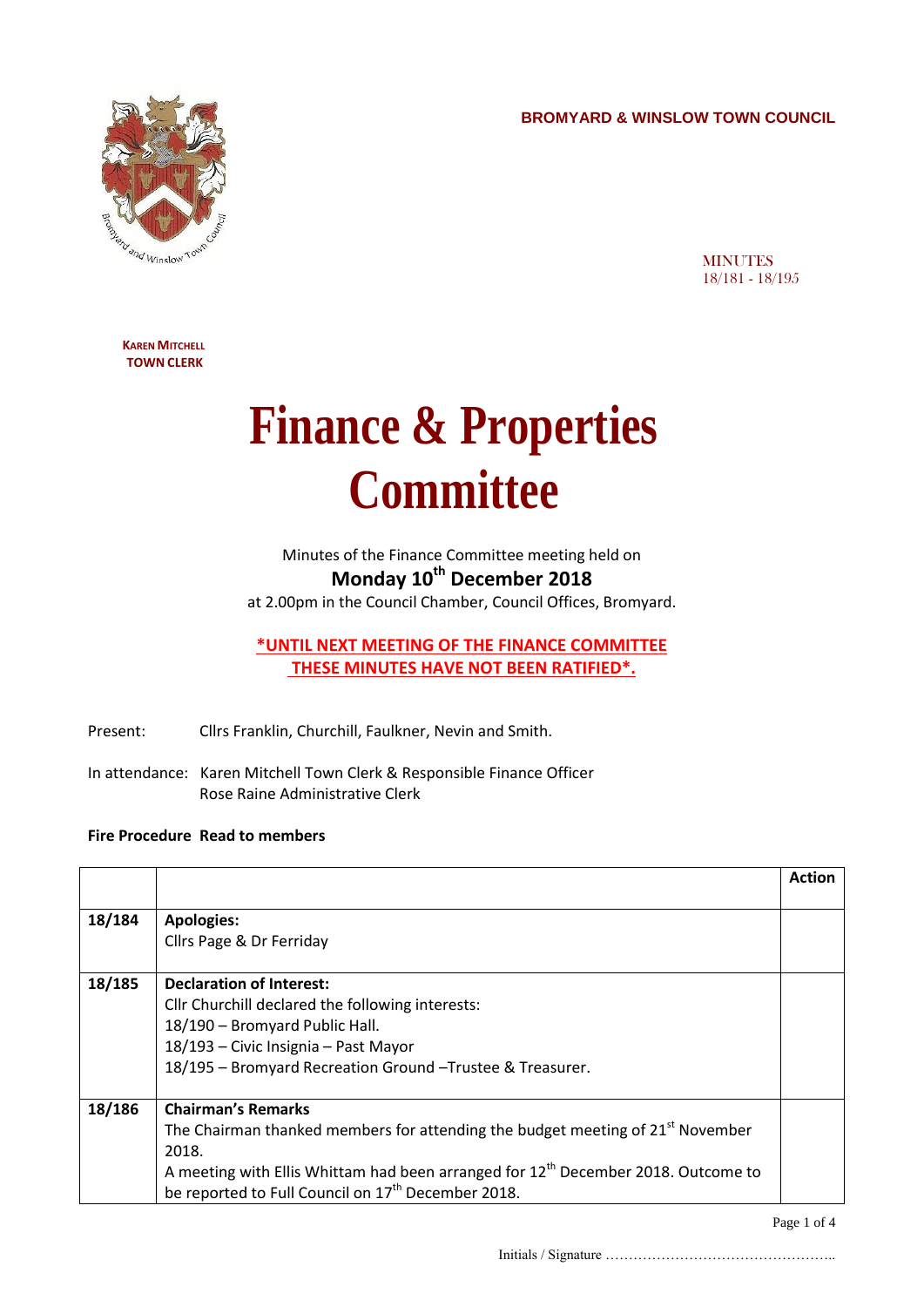**BROMYARD & WINSLOW TOWN COUNCIL**

MINUTES
18/181 - 18/195

**KAREN MITCHELL**
**TOWN CLERK**

# Finance & Properties Committee

Minutes of the Finance Committee meeting held on

**Monday 10th December 2018**

at 2.00pm in the Council Chamber, Council Offices, Bromyard.

**\*UNTIL NEXT MEETING OF THE FINANCE COMMITTEE THESE MINUTES HAVE NOT BEEN RATIFIED\*.**

Present: Cllrs Franklin, Churchill, Faulkner, Nevin and Smith.

In attendance: Karen Mitchell Town Clerk & Responsible Finance Officer
Rose Raine Administrative Clerk

**Fire Procedure Read to members**

| | | **Action** |
|---|---|---|
| **18/184** | **Apologies:**<br>Cllrs Page & Dr Ferriday | |
| **18/185** | **Declaration of Interest:**<br>Cllr Churchill declared the following interests:<br>18/190 – Bromyard Public Hall.<br>18/193 – Civic Insignia – Past Mayor<br>18/195 – Bromyard Recreation Ground –Trustee & Treasurer. | |
| **18/186** | **Chairman's Remarks**<br>The Chairman thanked members for attending the budget meeting of 21st November 2018.<br>A meeting with Ellis Whittam had been arranged for 12th December 2018. Outcome to be reported to Full Council on 17th December 2018. | |

Initials / Signature …………………………………………..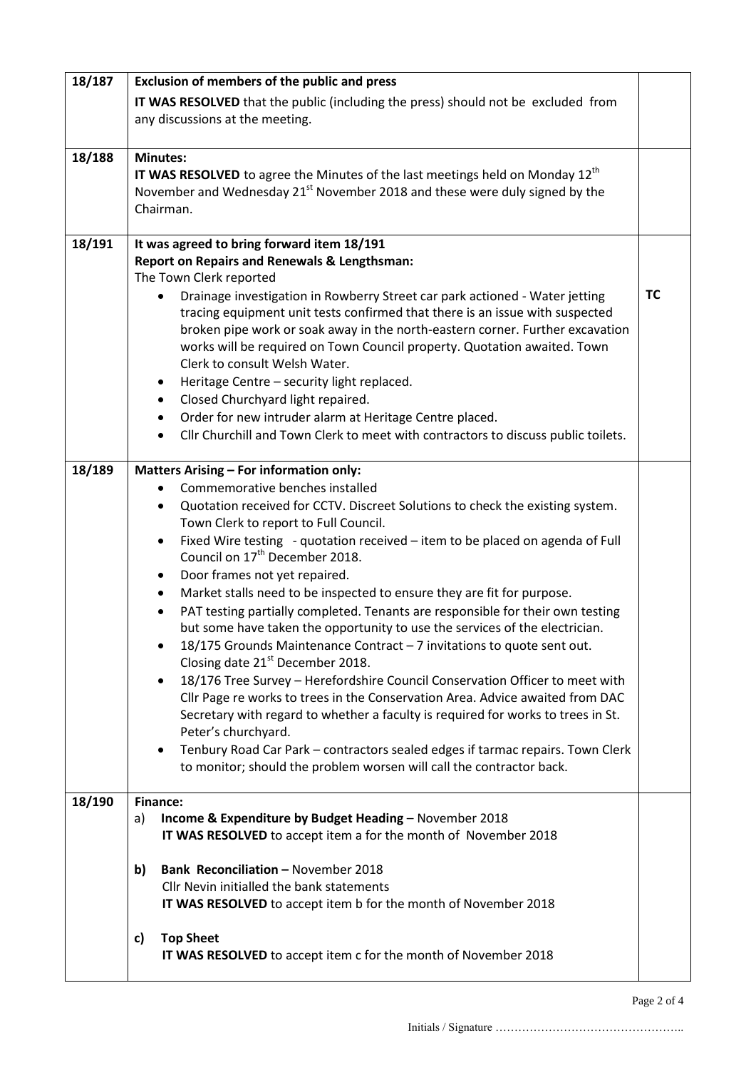| | | |
|---|---|---|
| 18/187 | **Exclusion of members of the public and press**<br>**IT WAS RESOLVED** that the public (including the press) should not be excluded from any discussions at the meeting. | |
| 18/188 | **Minutes:**<br>**IT WAS RESOLVED** to agree the Minutes of the last meetings held on Monday 12th November and Wednesday 21st November 2018 and these were duly signed by the Chairman. | |
| 18/191 | **It was agreed to bring forward item 18/191**<br>**Report on Repairs and Renewals & Lengthsman:**<br>The Town Clerk reported<br>• Drainage investigation in Rowberry Street car park actioned - Water jetting tracing equipment unit tests confirmed that there is an issue with suspected broken pipe work or soak away in the north-eastern corner. Further excavation works will be required on Town Council property. Quotation awaited. Town Clerk to consult Welsh Water.<br>• Heritage Centre – security light replaced.<br>• Closed Churchyard light repaired.<br>• Order for new intruder alarm at Heritage Centre placed.<br>• Cllr Churchill and Town Clerk to meet with contractors to discuss public toilets. | **TC** |
| 18/189 | **Matters Arising – For information only:**<br>• Commemorative benches installed<br>• Quotation received for CCTV. Discreet Solutions to check the existing system. Town Clerk to report to Full Council.<br>• Fixed Wire testing - quotation received – item to be placed on agenda of Full Council on 17th December 2018.<br>• Door frames not yet repaired.<br>• Market stalls need to be inspected to ensure they are fit for purpose.<br>• PAT testing partially completed. Tenants are responsible for their own testing but some have taken the opportunity to use the services of the electrician.<br>• 18/175 Grounds Maintenance Contract – 7 invitations to quote sent out. Closing date 21st December 2018.<br>• 18/176 Tree Survey – Herefordshire Council Conservation Officer to meet with Cllr Page re works to trees in the Conservation Area. Advice awaited from DAC Secretary with regard to whether a faculty is required for works to trees in St. Peter's churchyard.<br>• Tenbury Road Car Park – contractors sealed edges if tarmac repairs. Town Clerk to monitor; should the problem worsen will call the contractor back. | |
| 18/190 | **Finance:**<br>a) **Income & Expenditure by Budget Heading** – November 2018<br>**IT WAS RESOLVED** to accept item a for the month of November 2018<br><br>**b) Bank Reconciliation –** November 2018<br>Cllr Nevin initialled the bank statements<br>**IT WAS RESOLVED** to accept item b for the month of November 2018<br><br>**c) Top Sheet**<br>**IT WAS RESOLVED** to accept item c for the month of November 2018 | |

Initials / Signature …………………………………………..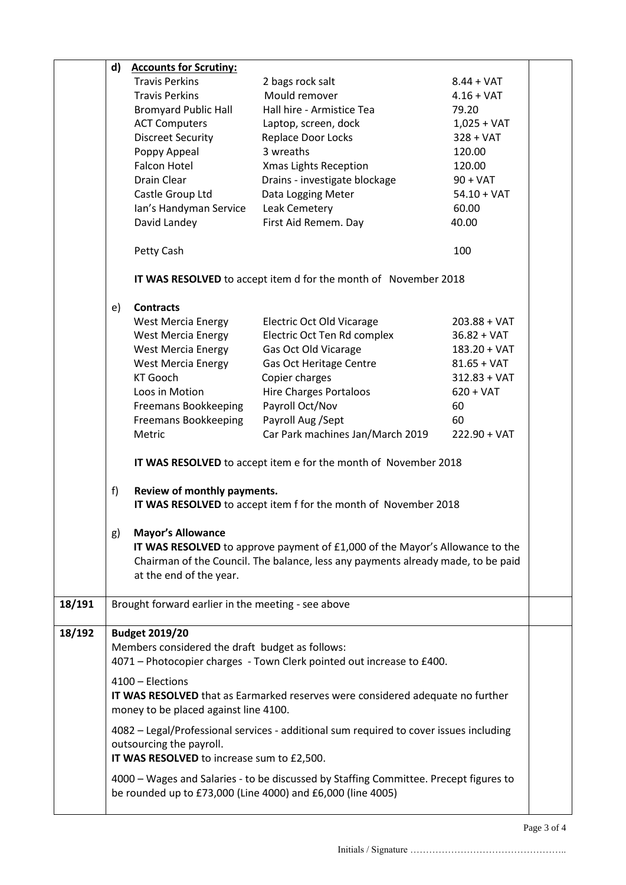**d) Accounts for Scrutiny:**

| | | |
|---|---|---|
| Travis Perkins | 2 bags rock salt | 8.44 + VAT |
| Travis Perkins | Mould remover | 4.16 + VAT |
| Bromyard Public Hall | Hall hire - Armistice Tea | 79.20 |
| ACT Computers | Laptop, screen, dock | 1,025 + VAT |
| Discreet Security | Replace Door Locks | 328 + VAT |
| Poppy Appeal | 3 wreaths | 120.00 |
| Falcon Hotel | Xmas Lights Reception | 120.00 |
| Drain Clear | Drains - investigate blockage | 90 + VAT |
| Castle Group Ltd | Data Logging Meter | 54.10 + VAT |
| Ian's Handyman Service | Leak Cemetery | 60.00 |
| David Landey | First Aid Remem. Day | 40.00 |
| Petty Cash | | 100 |

**IT WAS RESOLVED** to accept item d for the month of November 2018

e) **Contracts**

| | | |
|---|---|---|
| West Mercia Energy | Electric Oct Old Vicarage | 203.88 + VAT |
| West Mercia Energy | Electric Oct Ten Rd complex | 36.82 + VAT |
| West Mercia Energy | Gas Oct Old Vicarage | 183.20 + VAT |
| West Mercia Energy | Gas Oct Heritage Centre | 81.65 + VAT |
| KT Gooch | Copier charges | 312.83 + VAT |
| Loos in Motion | Hire Charges Portaloos | 620 + VAT |
| Freemans Bookkeeping | Payroll Oct/Nov | 60 |
| Freemans Bookkeeping | Payroll Aug /Sept | 60 |
| Metric | Car Park machines Jan/March 2019 | 222.90 + VAT |

**IT WAS RESOLVED** to accept item e for the month of November 2018

f) **Review of monthly payments.**
**IT WAS RESOLVED** to accept item f for the month of November 2018

g) **Mayor's Allowance**
**IT WAS RESOLVED** to approve payment of £1,000 of the Mayor's Allowance to the Chairman of the Council. The balance, less any payments already made, to be paid at the end of the year.

**18/191** Brought forward earlier in the meeting - see above

**18/192** **Budget 2019/20**

Members considered the draft budget as follows:
4071 – Photocopier charges - Town Clerk pointed out increase to £400.

4100 – Elections
**IT WAS RESOLVED** that as Earmarked reserves were considered adequate no further money to be placed against line 4100.

4082 – Legal/Professional services - additional sum required to cover issues including outsourcing the payroll.
**IT WAS RESOLVED** to increase sum to £2,500.

4000 – Wages and Salaries - to be discussed by Staffing Committee. Precept figures to be rounded up to £73,000 (Line 4000) and £6,000 (line 4005)

Initials / Signature …………………………………………..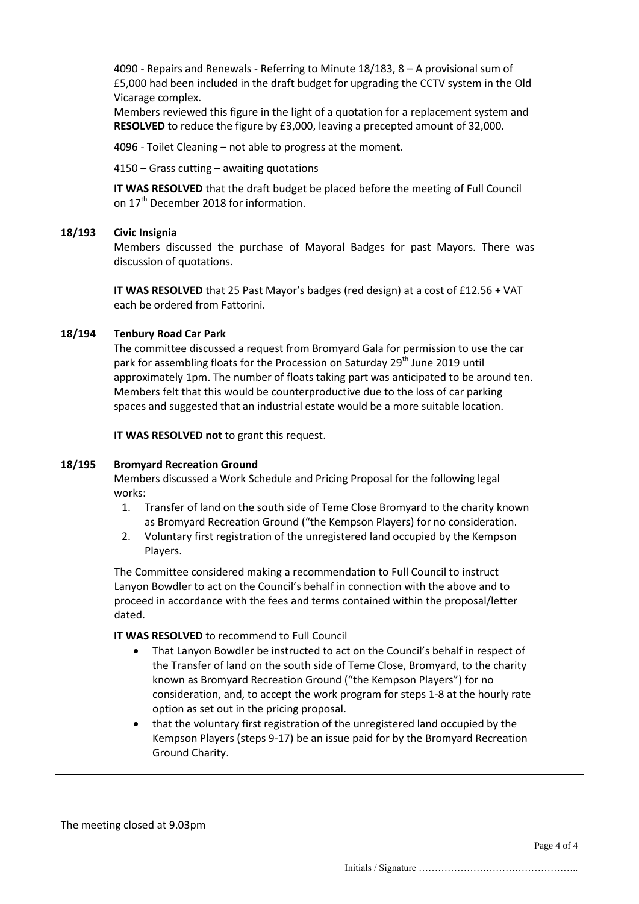| | | |
|---|---|---|
| | 4090 - Repairs and Renewals - Referring to Minute 18/183, 8 – A provisional sum of £5,000 had been included in the draft budget for upgrading the CCTV system in the Old Vicarage complex.<br>Members reviewed this figure in the light of a quotation for a replacement system and **RESOLVED** to reduce the figure by £3,000, leaving a precepted amount of 32,000.<br><br>4096 - Toilet Cleaning – not able to progress at the moment.<br><br>4150 – Grass cutting – awaiting quotations<br><br>**IT WAS RESOLVED** that the draft budget be placed before the meeting of Full Council on 17th December 2018 for information. | |
| **18/193** | **Civic Insignia**<br>Members discussed the purchase of Mayoral Badges for past Mayors. There was discussion of quotations.<br><br>**IT WAS RESOLVED** that 25 Past Mayor's badges (red design) at a cost of £12.56 + VAT each be ordered from Fattorini. | |
| **18/194** | **Tenbury Road Car Park**<br>The committee discussed a request from Bromyard Gala for permission to use the car park for assembling floats for the Procession on Saturday 29th June 2019 until approximately 1pm. The number of floats taking part was anticipated to be around ten. Members felt that this would be counterproductive due to the loss of car parking spaces and suggested that an industrial estate would be a more suitable location.<br><br>**IT WAS RESOLVED not** to grant this request. | |
| **18/195** | **Bromyard Recreation Ground**<br>Members discussed a Work Schedule and Pricing Proposal for the following legal works:<br>1. Transfer of land on the south side of Teme Close Bromyard to the charity known as Bromyard Recreation Ground ("the Kempson Players) for no consideration.<br>2. Voluntary first registration of the unregistered land occupied by the Kempson Players.<br><br>The Committee considered making a recommendation to Full Council to instruct Lanyon Bowdler to act on the Council's behalf in connection with the above and to proceed in accordance with the fees and terms contained within the proposal/letter dated.<br><br>**IT WAS RESOLVED** to recommend to Full Council<br>• That Lanyon Bowdler be instructed to act on the Council's behalf in respect of the Transfer of land on the south side of Teme Close, Bromyard, to the charity known as Bromyard Recreation Ground ("the Kempson Players") for no consideration, and, to accept the work program for steps 1-8 at the hourly rate option as set out in the pricing proposal.<br>• that the voluntary first registration of the unregistered land occupied by the Kempson Players (steps 9-17) be an issue paid for by the Bromyard Recreation Ground Charity. | |

The meeting closed at 9.03pm

Initials / Signature …………………………………………..